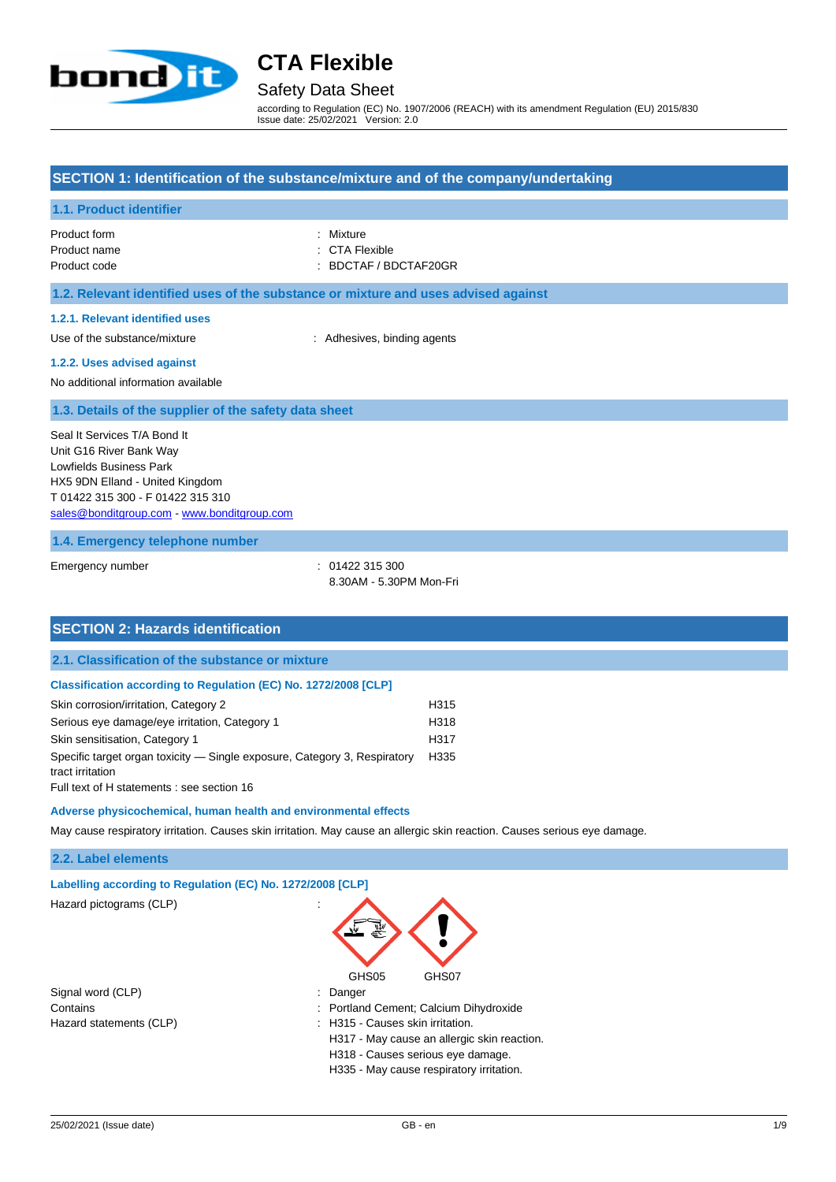# CTA Flexible

## Safety Data Sheet

according to Regulation (EC) No. 1907/2006 (REACH) with its amendment Regulation (EU) 2015/830
Issue date: 25/02/2021 Version: 2.0

## SECTION 1: Identification of the substance/mixture and of the company/undertaking

### 1.1. Product identifier

| | |
|---|---|
| Product form | : Mixture |
| Product name | : CTA Flexible |
| Product code | : BDCTAF / BDCTAF20GR |

### 1.2. Relevant identified uses of the substance or mixture and uses advised against

#### 1.2.1. Relevant identified uses

| | |
|---|---|
| Use of the substance/mixture | : Adhesives, binding agents |

#### 1.2.2. Uses advised against

No additional information available

### 1.3. Details of the supplier of the safety data sheet

Seal It Services T/A Bond It
Unit G16 River Bank Way
Lowfields Business Park
HX5 9DN Elland - United Kingdom
T 01422 315 300 - F 01422 315 310
sales@bonditgroup.com - www.bonditgroup.com

### 1.4. Emergency telephone number

| | |
|---|---|
| Emergency number | : 01422 315 300<br>8.30AM - 5.30PM Mon-Fri |

## SECTION 2: Hazards identification

### 2.1. Classification of the substance or mixture

#### Classification according to Regulation (EC) No. 1272/2008 [CLP]

| | |
|---|---|
| Skin corrosion/irritation, Category 2 | H315 |
| Serious eye damage/eye irritation, Category 1 | H318 |
| Skin sensitisation, Category 1 | H317 |
| Specific target organ toxicity — Single exposure, Category 3, Respiratory tract irritation | H335 |

Full text of H statements : see section 16

#### Adverse physicochemical, human health and environmental effects

May cause respiratory irritation. Causes skin irritation. May cause an allergic skin reaction. Causes serious eye damage.

### 2.2. Label elements

#### Labelling according to Regulation (EC) No. 1272/2008 [CLP]

Hazard pictograms (CLP) :

GHS05 GHS07

| | |
|---|---|
| Signal word (CLP) | : Danger |
| Contains | : Portland Cement; Calcium Dihydroxide |
| Hazard statements (CLP) | : H315 - Causes skin irritation.<br>H317 - May cause an allergic skin reaction.<br>H318 - Causes serious eye damage.<br>H335 - May cause respiratory irritation. |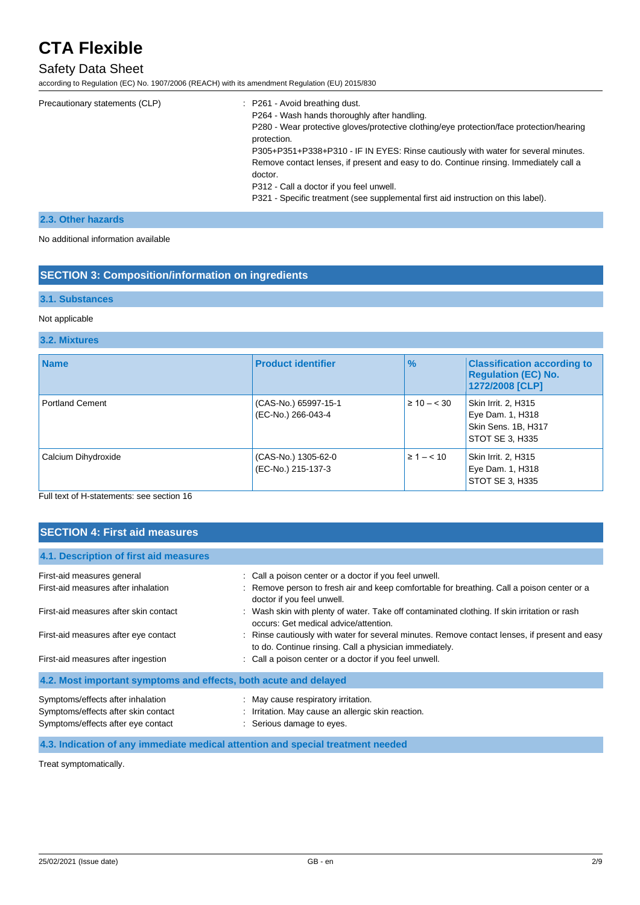Precautionary statements (CLP) : P261 - Avoid breathing dust.
P264 - Wash hands thoroughly after handling.
P280 - Wear protective gloves/protective clothing/eye protection/face protection/hearing protection.
P305+P351+P338+P310 - IF IN EYES: Rinse cautiously with water for several minutes. Remove contact lenses, if present and easy to do. Continue rinsing. Immediately call a doctor.
P312 - Call a doctor if you feel unwell.
P321 - Specific treatment (see supplemental first aid instruction on this label).

### 2.3. Other hazards

No additional information available

## SECTION 3: Composition/information on ingredients

### 3.1. Substances

Not applicable

### 3.2. Mixtures

| Name | Product identifier | % | Classification according to Regulation (EC) No. 1272/2008 [CLP] |
|---|---|---|---|
| Portland Cement | (CAS-No.) 65997-15-1<br>(EC-No.) 266-043-4 | ≥ 10 – < 30 | Skin Irrit. 2, H315<br>Eye Dam. 1, H318<br>Skin Sens. 1B, H317<br>STOT SE 3, H335 |
| Calcium Dihydroxide | (CAS-No.) 1305-62-0<br>(EC-No.) 215-137-3 | ≥ 1 – < 10 | Skin Irrit. 2, H315<br>Eye Dam. 1, H318<br>STOT SE 3, H335 |

Full text of H-statements: see section 16

## SECTION 4: First aid measures

### 4.1. Description of first aid measures

First-aid measures general : Call a poison center or a doctor if you feel unwell.

First-aid measures after inhalation : Remove person to fresh air and keep comfortable for breathing. Call a poison center or a doctor if you feel unwell.

First-aid measures after skin contact : Wash skin with plenty of water. Take off contaminated clothing. If skin irritation or rash occurs: Get medical advice/attention.

First-aid measures after eye contact : Rinse cautiously with water for several minutes. Remove contact lenses, if present and easy to do. Continue rinsing. Call a physician immediately.

First-aid measures after ingestion : Call a poison center or a doctor if you feel unwell.

### 4.2. Most important symptoms and effects, both acute and delayed

Symptoms/effects after inhalation : May cause respiratory irritation.

Symptoms/effects after skin contact : Irritation. May cause an allergic skin reaction.

Symptoms/effects after eye contact : Serious damage to eyes.

### 4.3. Indication of any immediate medical attention and special treatment needed

Treat symptomatically.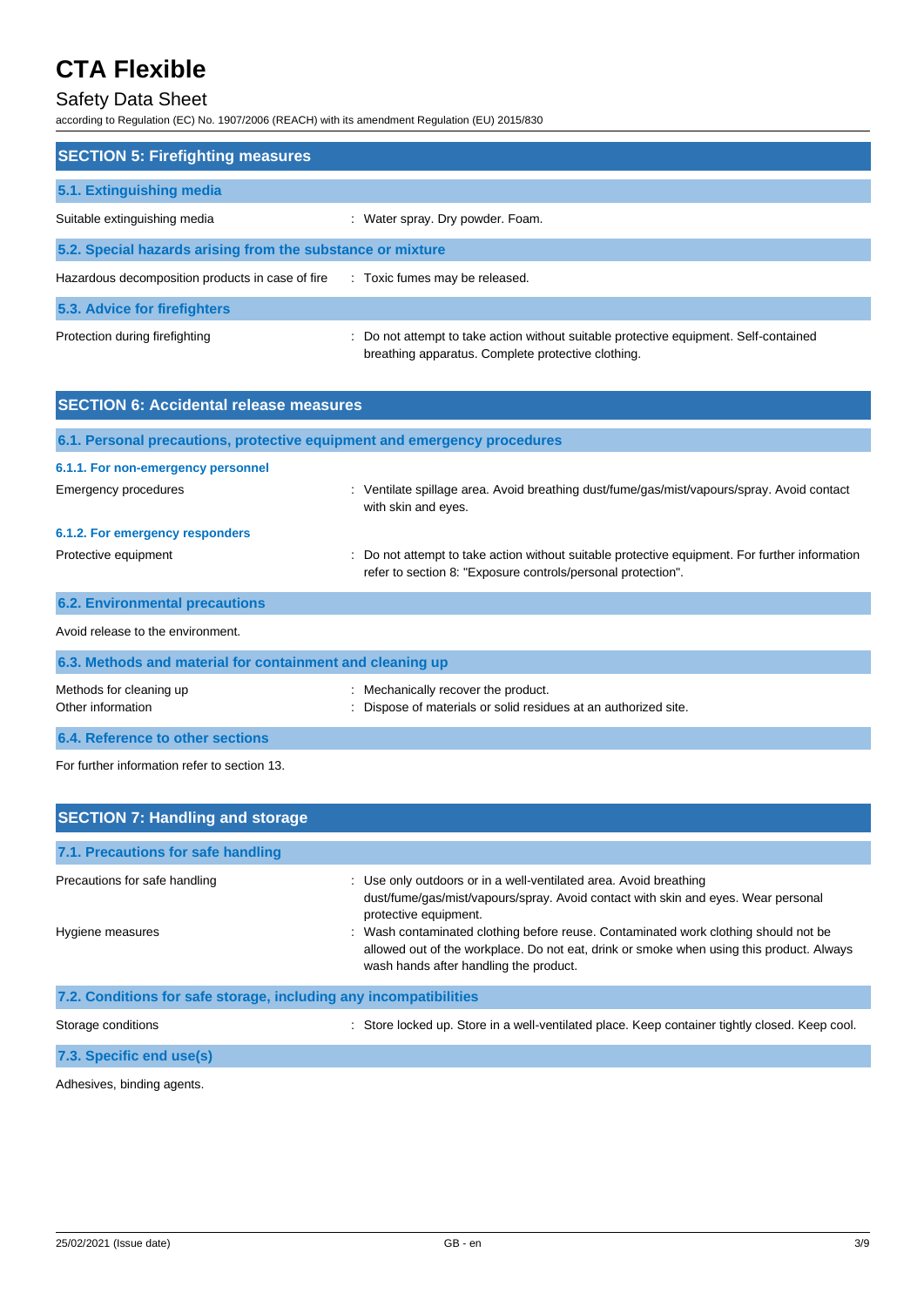## SECTION 5: Firefighting measures

### 5.1. Extinguishing media

Suitable extinguishing media : Water spray. Dry powder. Foam.

### 5.2. Special hazards arising from the substance or mixture

Hazardous decomposition products in case of fire : Toxic fumes may be released.

### 5.3. Advice for firefighters

Protection during firefighting : Do not attempt to take action without suitable protective equipment. Self-contained breathing apparatus. Complete protective clothing.

## SECTION 6: Accidental release measures

### 6.1. Personal precautions, protective equipment and emergency procedures

#### 6.1.1. For non-emergency personnel

Emergency procedures : Ventilate spillage area. Avoid breathing dust/fume/gas/mist/vapours/spray. Avoid contact with skin and eyes.

#### 6.1.2. For emergency responders

Protective equipment : Do not attempt to take action without suitable protective equipment. For further information refer to section 8: "Exposure controls/personal protection".

### 6.2. Environmental precautions

Avoid release to the environment.

### 6.3. Methods and material for containment and cleaning up

Methods for cleaning up : Mechanically recover the product.

Other information : Dispose of materials or solid residues at an authorized site.

### 6.4. Reference to other sections

For further information refer to section 13.

## SECTION 7: Handling and storage

### 7.1. Precautions for safe handling

Precautions for safe handling : Use only outdoors or in a well-ventilated area. Avoid breathing dust/fume/gas/mist/vapours/spray. Avoid contact with skin and eyes. Wear personal protective equipment.

Hygiene measures : Wash contaminated clothing before reuse. Contaminated work clothing should not be allowed out of the workplace. Do not eat, drink or smoke when using this product. Always wash hands after handling the product.

### 7.2. Conditions for safe storage, including any incompatibilities

Storage conditions : Store locked up. Store in a well-ventilated place. Keep container tightly closed. Keep cool.

### 7.3. Specific end use(s)

Adhesives, binding agents.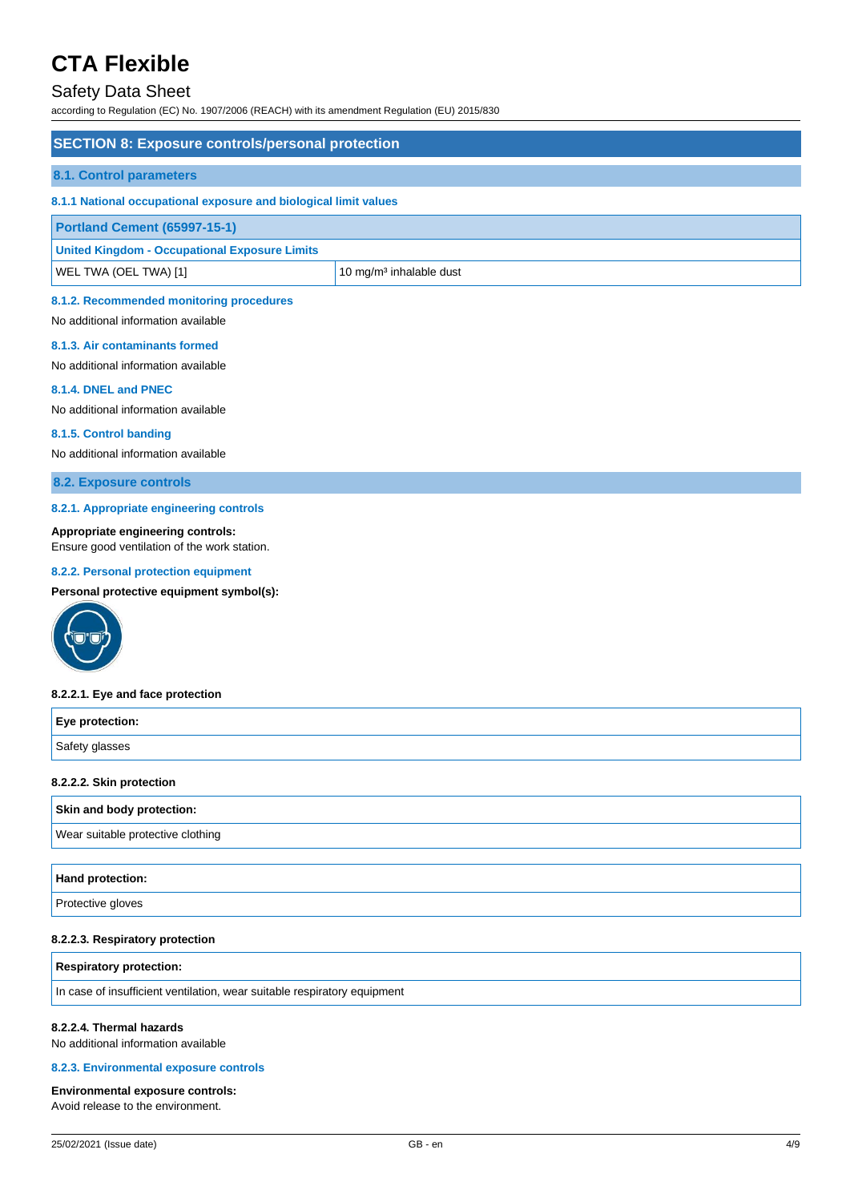# CTA Flexible

Safety Data Sheet

according to Regulation (EC) No. 1907/2006 (REACH) with its amendment Regulation (EU) 2015/830

## SECTION 8: Exposure controls/personal protection

### 8.1. Control parameters

#### 8.1.1 National occupational exposure and biological limit values

| Portland Cement (65997-15-1) | |
|---|---|
| **United Kingdom - Occupational Exposure Limits** | |
| WEL TWA (OEL TWA) [1] | 10 mg/m³ inhalable dust |

#### 8.1.2. Recommended monitoring procedures

No additional information available

#### 8.1.3. Air contaminants formed

No additional information available

#### 8.1.4. DNEL and PNEC

No additional information available

#### 8.1.5. Control banding

No additional information available

### 8.2. Exposure controls

#### 8.2.1. Appropriate engineering controls

**Appropriate engineering controls:**
Ensure good ventilation of the work station.

#### 8.2.2. Personal protection equipment

**Personal protective equipment symbol(s):**

**8.2.2.1. Eye and face protection**

| Eye protection: |
|---|
| Safety glasses |

**8.2.2.2. Skin protection**

| Skin and body protection: |
|---|
| Wear suitable protective clothing |

| Hand protection: |
|---|
| Protective gloves |

**8.2.2.3. Respiratory protection**

| Respiratory protection: |
|---|
| In case of insufficient ventilation, wear suitable respiratory equipment |

**8.2.2.4. Thermal hazards**

No additional information available

#### 8.2.3. Environmental exposure controls

**Environmental exposure controls:**
Avoid release to the environment.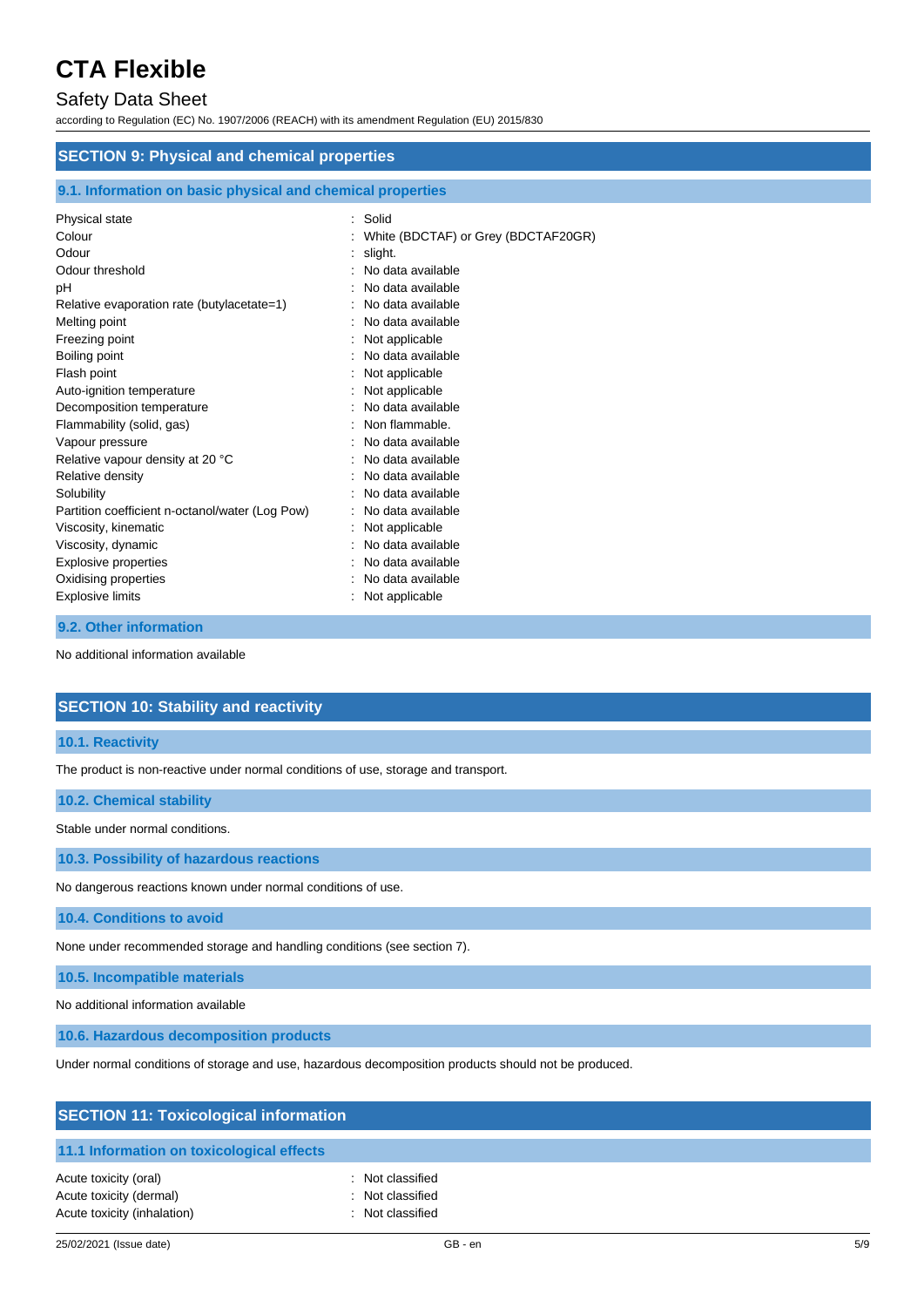## SECTION 9: Physical and chemical properties

### 9.1. Information on basic physical and chemical properties

| | |
|---|---|
| Physical state | : Solid |
| Colour | : White (BDCTAF) or Grey (BDCTAF20GR) |
| Odour | : slight. |
| Odour threshold | : No data available |
| pH | : No data available |
| Relative evaporation rate (butylacetate=1) | : No data available |
| Melting point | : No data available |
| Freezing point | : Not applicable |
| Boiling point | : No data available |
| Flash point | : Not applicable |
| Auto-ignition temperature | : Not applicable |
| Decomposition temperature | : No data available |
| Flammability (solid, gas) | : Non flammable. |
| Vapour pressure | : No data available |
| Relative vapour density at 20 °C | : No data available |
| Relative density | : No data available |
| Solubility | : No data available |
| Partition coefficient n-octanol/water (Log Pow) | : No data available |
| Viscosity, kinematic | : Not applicable |
| Viscosity, dynamic | : No data available |
| Explosive properties | : No data available |
| Oxidising properties | : No data available |
| Explosive limits | : Not applicable |

### 9.2. Other information

No additional information available

## SECTION 10: Stability and reactivity

### 10.1. Reactivity

The product is non-reactive under normal conditions of use, storage and transport.

### 10.2. Chemical stability

Stable under normal conditions.

### 10.3. Possibility of hazardous reactions

No dangerous reactions known under normal conditions of use.

### 10.4. Conditions to avoid

None under recommended storage and handling conditions (see section 7).

### 10.5. Incompatible materials

No additional information available

### 10.6. Hazardous decomposition products

Under normal conditions of storage and use, hazardous decomposition products should not be produced.

## SECTION 11: Toxicological information

### 11.1 Information on toxicological effects

| | |
|---|---|
| Acute toxicity (oral) | : Not classified |
| Acute toxicity (dermal) | : Not classified |
| Acute toxicity (inhalation) | : Not classified |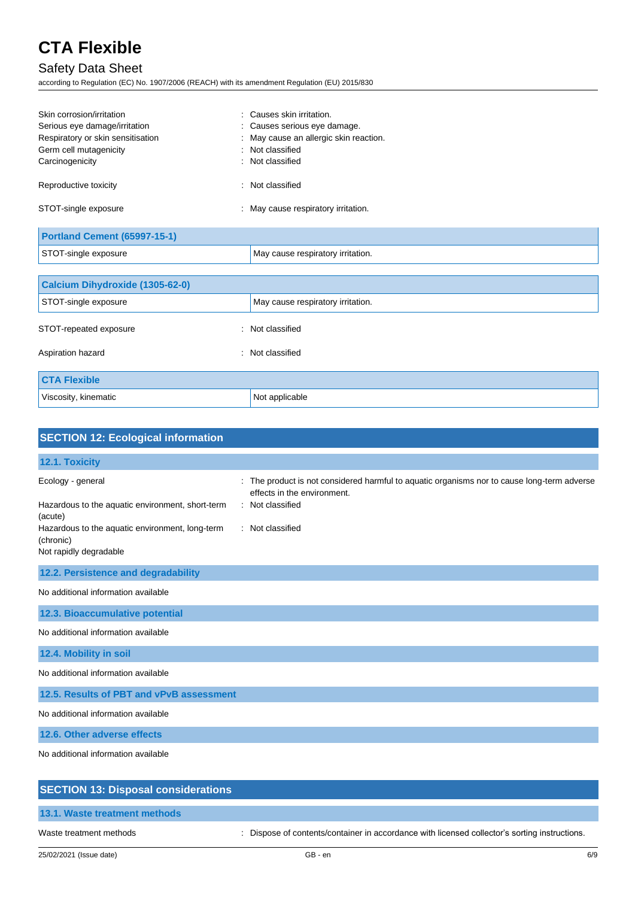Skin corrosion/irritation : Causes skin irritation.

Serious eye damage/irritation : Causes serious eye damage.

Respiratory or skin sensitisation : May cause an allergic skin reaction.

Germ cell mutagenicity : Not classified

Carcinogenicity : Not classified

Reproductive toxicity : Not classified

STOT-single exposure : May cause respiratory irritation.

| Portland Cement (65997-15-1) | |
|---|---|
| STOT-single exposure | May cause respiratory irritation. |

| Calcium Dihydroxide (1305-62-0) | |
|---|---|
| STOT-single exposure | May cause respiratory irritation. |

STOT-repeated exposure : Not classified

Aspiration hazard : Not classified

| CTA Flexible | |
|---|---|
| Viscosity, kinematic | Not applicable |

## SECTION 12: Ecological information

### 12.1. Toxicity

Ecology - general : The product is not considered harmful to aquatic organisms nor to cause long-term adverse effects in the environment.

Hazardous to the aquatic environment, short-term (acute) : Not classified

Hazardous to the aquatic environment, long-term (chronic) : Not classified

Not rapidly degradable

### 12.2. Persistence and degradability

No additional information available

### 12.3. Bioaccumulative potential

No additional information available

### 12.4. Mobility in soil

No additional information available

### 12.5. Results of PBT and vPvB assessment

No additional information available

### 12.6. Other adverse effects

No additional information available

## SECTION 13: Disposal considerations

### 13.1. Waste treatment methods

Waste treatment methods : Dispose of contents/container in accordance with licensed collector's sorting instructions.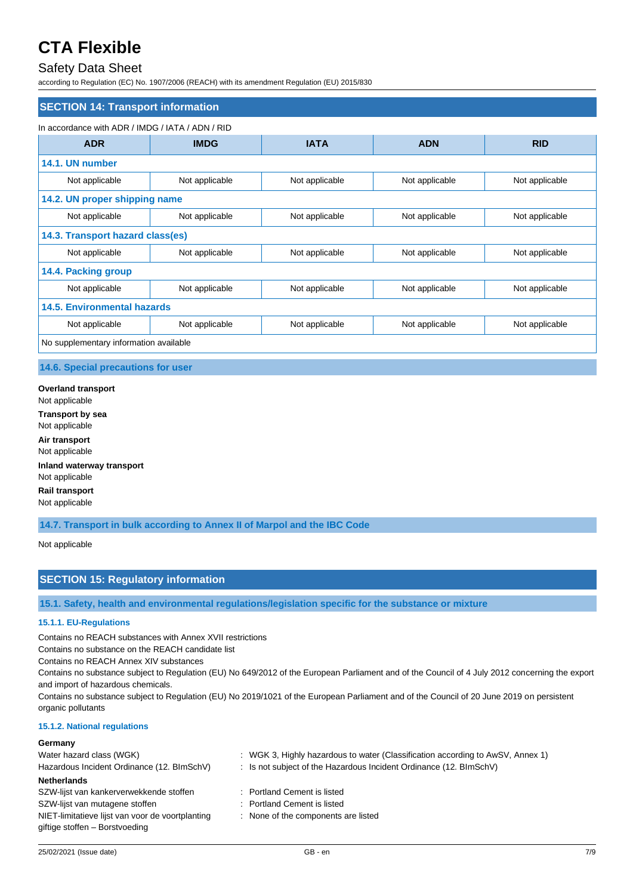## SECTION 14: Transport information

In accordance with ADR / IMDG / IATA / ADN / RID

| ADR | IMDG | IATA | ADN | RID |
|---|---|---|---|---|
| **14.1. UN number** | | | | |
| Not applicable | Not applicable | Not applicable | Not applicable | Not applicable |
| **14.2. UN proper shipping name** | | | | |
| Not applicable | Not applicable | Not applicable | Not applicable | Not applicable |
| **14.3. Transport hazard class(es)** | | | | |
| Not applicable | Not applicable | Not applicable | Not applicable | Not applicable |
| **14.4. Packing group** | | | | |
| Not applicable | Not applicable | Not applicable | Not applicable | Not applicable |
| **14.5. Environmental hazards** | | | | |
| Not applicable | Not applicable | Not applicable | Not applicable | Not applicable |
| No supplementary information available | | | | |

### 14.6. Special precautions for user

**Overland transport**
Not applicable

**Transport by sea**
Not applicable

**Air transport**
Not applicable

**Inland waterway transport**
Not applicable

**Rail transport**
Not applicable

### 14.7. Transport in bulk according to Annex II of Marpol and the IBC Code

Not applicable

## SECTION 15: Regulatory information

### 15.1. Safety, health and environmental regulations/legislation specific for the substance or mixture

#### 15.1.1. EU-Regulations

Contains no REACH substances with Annex XVII restrictions
Contains no substance on the REACH candidate list
Contains no REACH Annex XIV substances
Contains no substance subject to Regulation (EU) No 649/2012 of the European Parliament and of the Council of 4 July 2012 concerning the export and import of hazardous chemicals.
Contains no substance subject to Regulation (EU) No 2019/1021 of the European Parliament and of the Council of 20 June 2019 on persistent organic pollutants

#### 15.1.2. National regulations

**Germany**

Water hazard class (WGK) : WGK 3, Highly hazardous to water (Classification according to AwSV, Annex 1)
Hazardous Incident Ordinance (12. BImSchV) : Is not subject of the Hazardous Incident Ordinance (12. BImSchV)

**Netherlands**

SZW-lijst van kankerverwekkende stoffen : Portland Cement is listed
SZW-lijst van mutagene stoffen : Portland Cement is listed
NIET-limitatieve lijst van voor de voortplanting giftige stoffen – Borstvoeding : None of the components are listed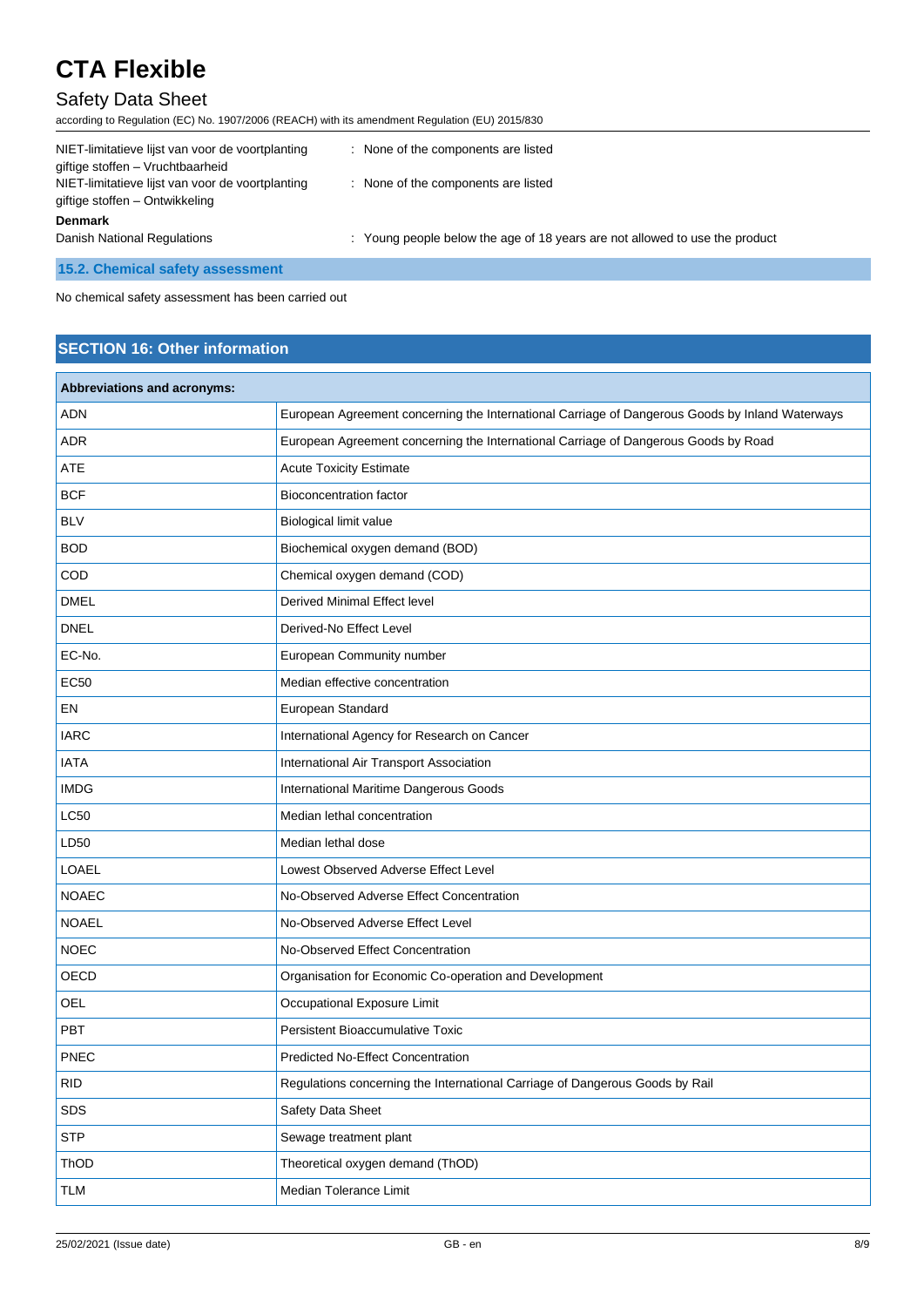NIET-limitatieve lijst van voor de voortplanting giftige stoffen – Vruchtbaarheid : None of the components are listed

NIET-limitatieve lijst van voor de voortplanting giftige stoffen – Ontwikkeling : None of the components are listed

**Denmark**

Danish National Regulations : Young people below the age of 18 years are not allowed to use the product

### 15.2. Chemical safety assessment

No chemical safety assessment has been carried out

## SECTION 16: Other information

| Abbreviations and acronyms: | |
|---|---|
| ADN | European Agreement concerning the International Carriage of Dangerous Goods by Inland Waterways |
| ADR | European Agreement concerning the International Carriage of Dangerous Goods by Road |
| ATE | Acute Toxicity Estimate |
| BCF | Bioconcentration factor |
| BLV | Biological limit value |
| BOD | Biochemical oxygen demand (BOD) |
| COD | Chemical oxygen demand (COD) |
| DMEL | Derived Minimal Effect level |
| DNEL | Derived-No Effect Level |
| EC-No. | European Community number |
| EC50 | Median effective concentration |
| EN | European Standard |
| IARC | International Agency for Research on Cancer |
| IATA | International Air Transport Association |
| IMDG | International Maritime Dangerous Goods |
| LC50 | Median lethal concentration |
| LD50 | Median lethal dose |
| LOAEL | Lowest Observed Adverse Effect Level |
| NOAEC | No-Observed Adverse Effect Concentration |
| NOAEL | No-Observed Adverse Effect Level |
| NOEC | No-Observed Effect Concentration |
| OECD | Organisation for Economic Co-operation and Development |
| OEL | Occupational Exposure Limit |
| PBT | Persistent Bioaccumulative Toxic |
| PNEC | Predicted No-Effect Concentration |
| RID | Regulations concerning the International Carriage of Dangerous Goods by Rail |
| SDS | Safety Data Sheet |
| STP | Sewage treatment plant |
| ThOD | Theoretical oxygen demand (ThOD) |
| TLM | Median Tolerance Limit |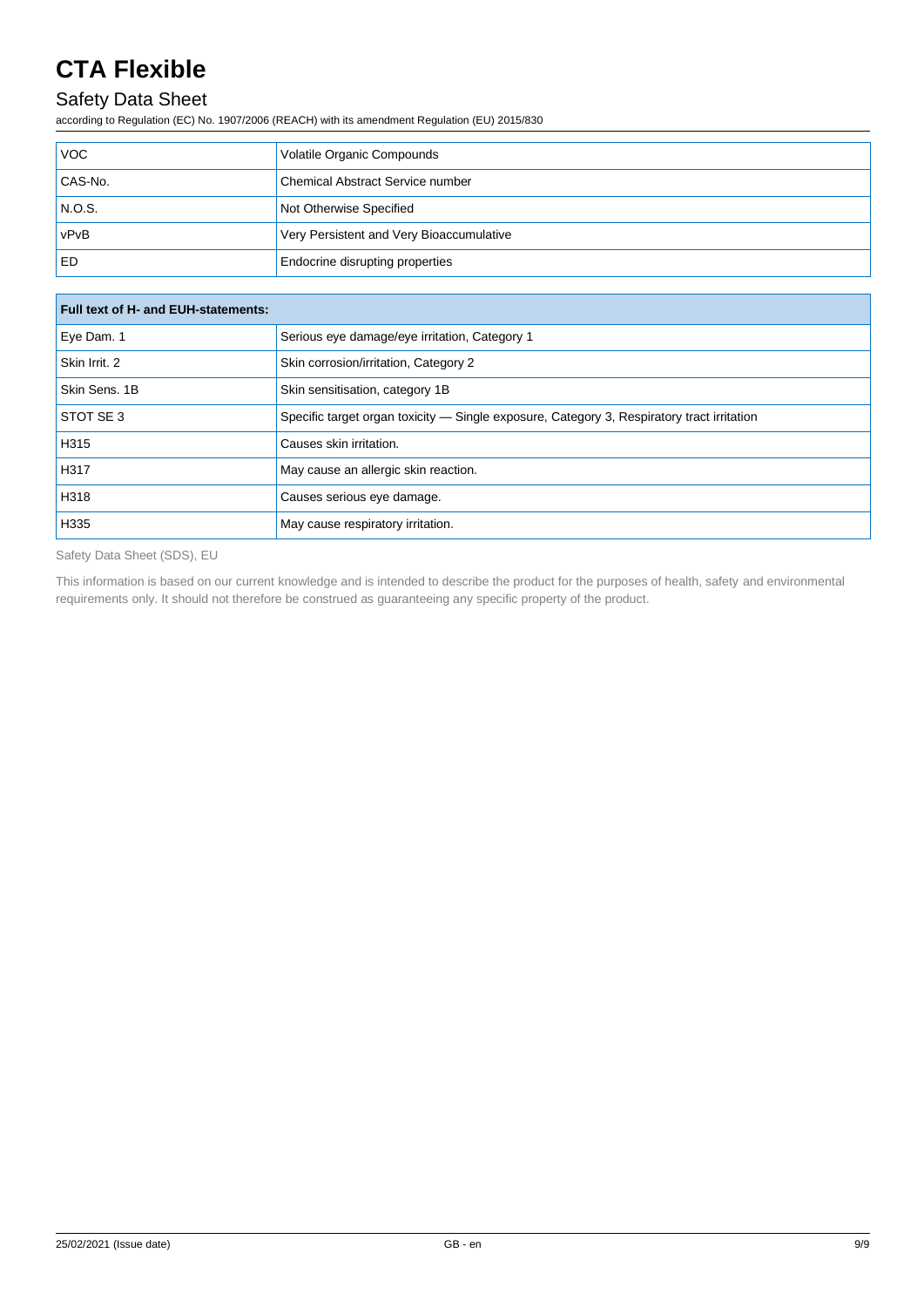| | |
|---|---|
| VOC | Volatile Organic Compounds |
| CAS-No. | Chemical Abstract Service number |
| N.O.S. | Not Otherwise Specified |
| vPvB | Very Persistent and Very Bioaccumulative |
| ED | Endocrine disrupting properties |

| **Full text of H- and EUH-statements:** | |
|---|---|
| Eye Dam. 1 | Serious eye damage/eye irritation, Category 1 |
| Skin Irrit. 2 | Skin corrosion/irritation, Category 2 |
| Skin Sens. 1B | Skin sensitisation, category 1B |
| STOT SE 3 | Specific target organ toxicity — Single exposure, Category 3, Respiratory tract irritation |
| H315 | Causes skin irritation. |
| H317 | May cause an allergic skin reaction. |
| H318 | Causes serious eye damage. |
| H335 | May cause respiratory irritation. |

Safety Data Sheet (SDS), EU

This information is based on our current knowledge and is intended to describe the product for the purposes of health, safety and environmental requirements only. It should not therefore be construed as guaranteeing any specific property of the product.